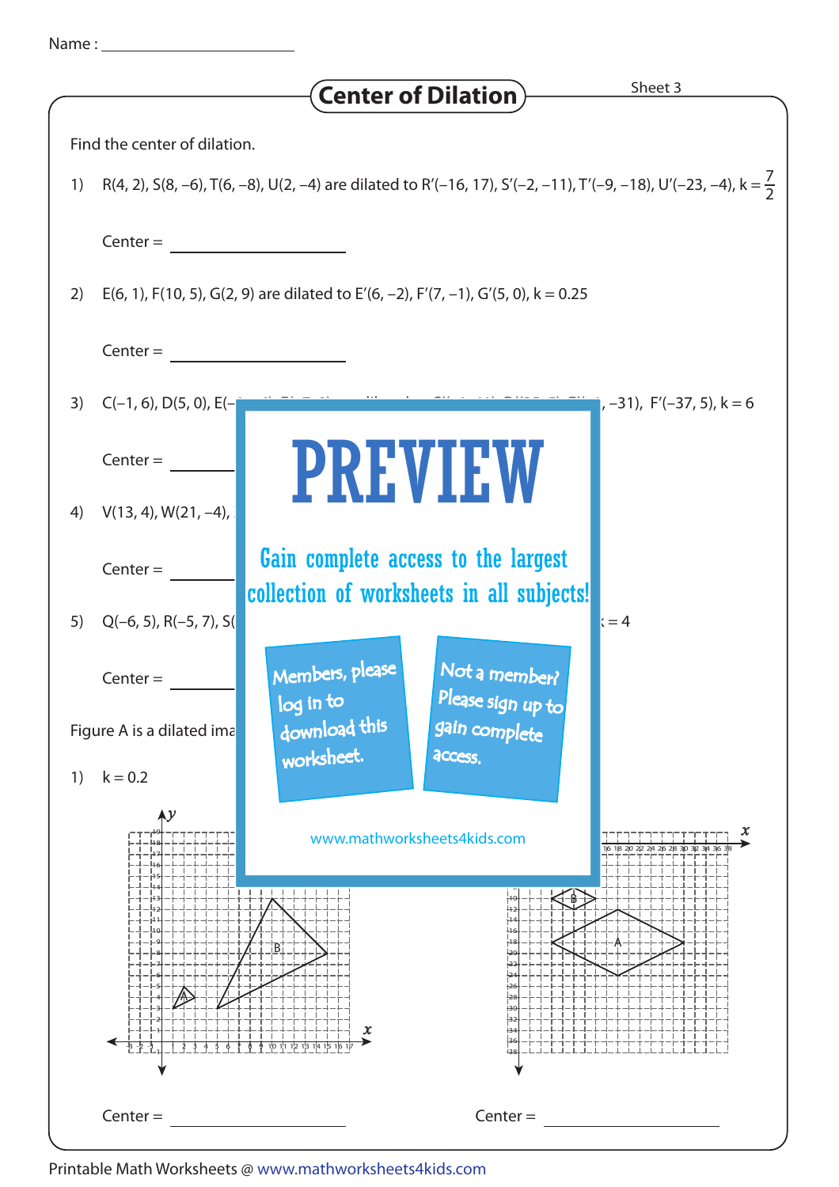Name : ____________________

# Center of Dilation

Sheet 3

Find the center of dilation.

1) R(4, 2), S(8, –6), T(6, –8), U(2, –4) are dilated to R′(–16, 17), S′(–2, –11), T′(–9, –18), U′(–23, –4), $k = \frac{7}{2}$

Center = ____________________

2) E(6, 1), F(10, 5), G(2, 9) are dilated to E′(6, –2), F′(7, –1), G′(5, 0), k = 0.25

Center = ____________________

3) C(–1, 6), D(5, 0), E(– ... , –31), F′(–37, 5), k = 6

Center = ____________________

4) V(13, 4), W(21, –4), ...

Center = ____________________

5) Q(–6, 5), R(–5, 7), S( ... k = 4

Center = ____________________

PREVIEW

Gain complete access to the largest collection of worksheets in all subjects!

Members, please log in to download this worksheet.

Not a member? Please sign up to gain complete access.

www.mathworksheets4kids.com

Figure A is a dilated ima...

1) k = 0.2

Center = ____________________

Center = ____________________

Printable Math Worksheets @ www.mathworksheets4kids.com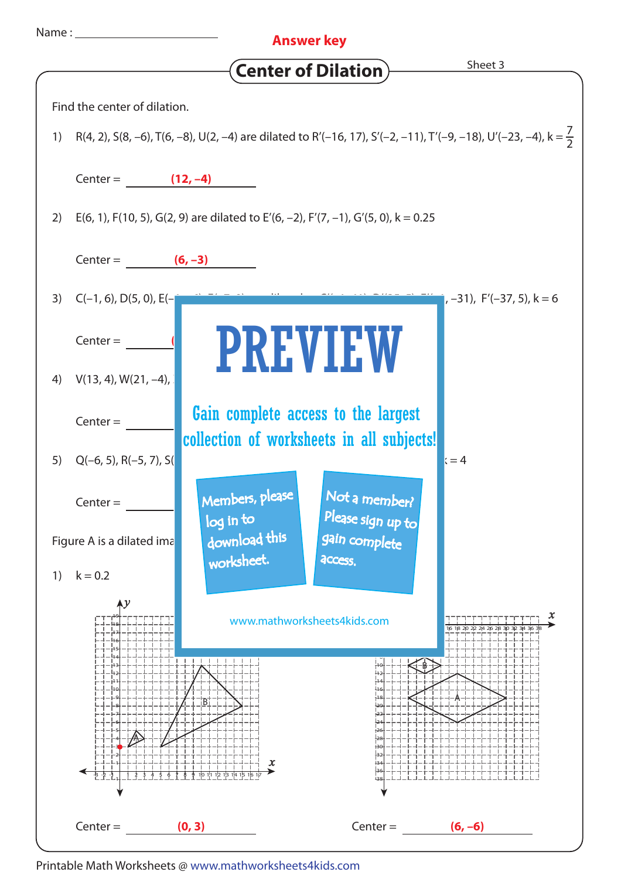Name : ____________________

**Answer key**

# Center of Dilation

Sheet 3

Find the center of dilation.

1) R(4, 2), S(8, –6), T(6, –8), U(2, –4) are dilated to R′(–16, 17), S′(–2, –11), T′(–9, –18), U′(–23, –4), $k = \frac{7}{2}$

Center = **(12, –4)**

2) E(6, 1), F(10, 5), G(2, 9) are dilated to E′(6, –2), F′(7, –1), G′(5, 0), k = 0.25

Center = **(6, –3)**

3) C(–1, 6), D(5, 0), E(– , –31), F′(–37, 5), k = 6

Center = (

4) V(13, 4), W(21, –4),

Center =

5) Q(–6, 5), R(–5, 7), S( k = 4

Center =

PREVIEW

Gain complete access to the largest collection of worksheets in all subjects!

Members, please log in to download this worksheet.

Not a member? Please sign up to gain complete access.

www.mathworksheets4kids.com

Figure A is a dilated ima

1) k = 0.2

y

x

A

B

A

B

x

Center = **(0, 3)**

Center = **(6, –6)**

Printable Math Worksheets @ www.mathworksheets4kids.com